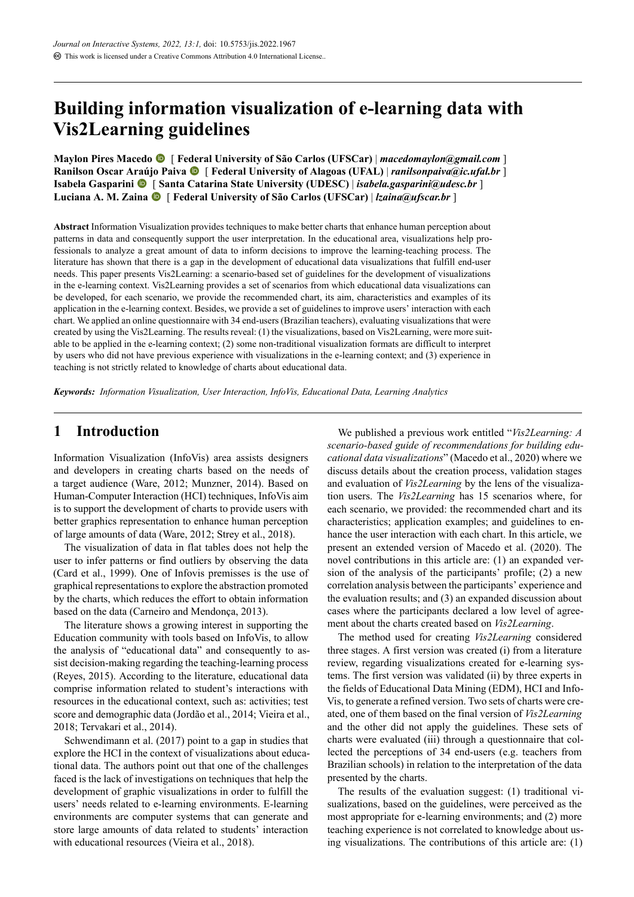# Building information visualization of e-learning data with Vis2Learning guidelines

**Maylon Pires Macedo** [ **Federal University of São Carlos (UFSCar)** | ***macedomaylon@gmail.com*** ]
**Ranilson Oscar Araújo Paiva** [ **Federal University of Alagoas (UFAL)** | ***ranilsonpaiva@ic.ufal.br*** ]
**Isabela Gasparini** [ **Santa Catarina State University (UDESC)** | ***isabela.gasparini@udesc.br*** ]
**Luciana A. M. Zaina** [ **Federal University of São Carlos (UFSCar)** | ***lzaina@ufscar.br*** ]

**Abstract** Information Visualization provides techniques to make better charts that enhance human perception about patterns in data and consequently support the user interpretation. In the educational area, visualizations help professionals to analyze a great amount of data to inform decisions to improve the learning-teaching process. The literature has shown that there is a gap in the development of educational data visualizations that fulfill end-user needs. This paper presents Vis2Learning: a scenario-based set of guidelines for the development of visualizations in the e-learning context. Vis2Learning provides a set of scenarios from which educational data visualizations can be developed, for each scenario, we provide the recommended chart, its aim, characteristics and examples of its application in the e-learning context. Besides, we provide a set of guidelines to improve users' interaction with each chart. We applied an online questionnaire with 34 end-users (Brazilian teachers), evaluating visualizations that were created by using the Vis2Learning. The results reveal: (1) the visualizations, based on Vis2Learning, were more suitable to be applied in the e-learning context; (2) some non-traditional visualization formats are difficult to interpret by users who did not have previous experience with visualizations in the e-learning context; and (3) experience in teaching is not strictly related to knowledge of charts about educational data.

***Keywords:*** *Information Visualization, User Interaction, InfoVis, Educational Data, Learning Analytics*

## 1 Introduction

Information Visualization (InfoVis) area assists designers and developers in creating charts based on the needs of a target audience (Ware, 2012; Munzner, 2014). Based on Human-Computer Interaction (HCI) techniques, InfoVis aim is to support the development of charts to provide users with better graphics representation to enhance human perception of large amounts of data (Ware, 2012; Strey et al., 2018).

The visualization of data in flat tables does not help the user to infer patterns or find outliers by observing the data (Card et al., 1999). One of Infovis premisses is the use of graphical representations to explore the abstraction promoted by the charts, which reduces the effort to obtain information based on the data (Carneiro and Mendonça, 2013).

The literature shows a growing interest in supporting the Education community with tools based on InfoVis, to allow the analysis of "educational data" and consequently to assist decision-making regarding the teaching-learning process (Reyes, 2015). According to the literature, educational data comprise information related to student's interactions with resources in the educational context, such as: activities; test score and demographic data (Jordão et al., 2014; Vieira et al., 2018; Tervakari et al., 2014).

Schwendimann et al. (2017) point to a gap in studies that explore the HCI in the context of visualizations about educational data. The authors point out that one of the challenges faced is the lack of investigations on techniques that help the development of graphic visualizations in order to fulfill the users' needs related to e-learning environments. E-learning environments are computer systems that can generate and store large amounts of data related to students' interaction with educational resources (Vieira et al., 2018).

We published a previous work entitled "*Vis2Learning: A scenario-based guide of recommendations for building educational data visualizations*" (Macedo et al., 2020) where we discuss details about the creation process, validation stages and evaluation of *Vis2Learning* by the lens of the visualization users. The *Vis2Learning* has 15 scenarios where, for each scenario, we provided: the recommended chart and its characteristics; application examples; and guidelines to enhance the user interaction with each chart. In this article, we present an extended version of Macedo et al. (2020). The novel contributions in this article are: (1) an expanded version of the analysis of the participants' profile; (2) a new correlation analysis between the participants' experience and the evaluation results; and (3) an expanded discussion about cases where the participants declared a low level of agreement about the charts created based on *Vis2Learning*.

The method used for creating *Vis2Learning* considered three stages. A first version was created (i) from a literature review, regarding visualizations created for e-learning systems. The first version was validated (ii) by three experts in the fields of Educational Data Mining (EDM), HCI and InfoVis, to generate a refined version. Two sets of charts were created, one of them based on the final version of *Vis2Learning* and the other did not apply the guidelines. These sets of charts were evaluated (iii) through a questionnaire that collected the perceptions of 34 end-users (e.g. teachers from Brazilian schools) in relation to the interpretation of the data presented by the charts.

The results of the evaluation suggest: (1) traditional visualizations, based on the guidelines, were perceived as the most appropriate for e-learning environments; and (2) more teaching experience is not correlated to knowledge about using visualizations. The contributions of this article are: (1)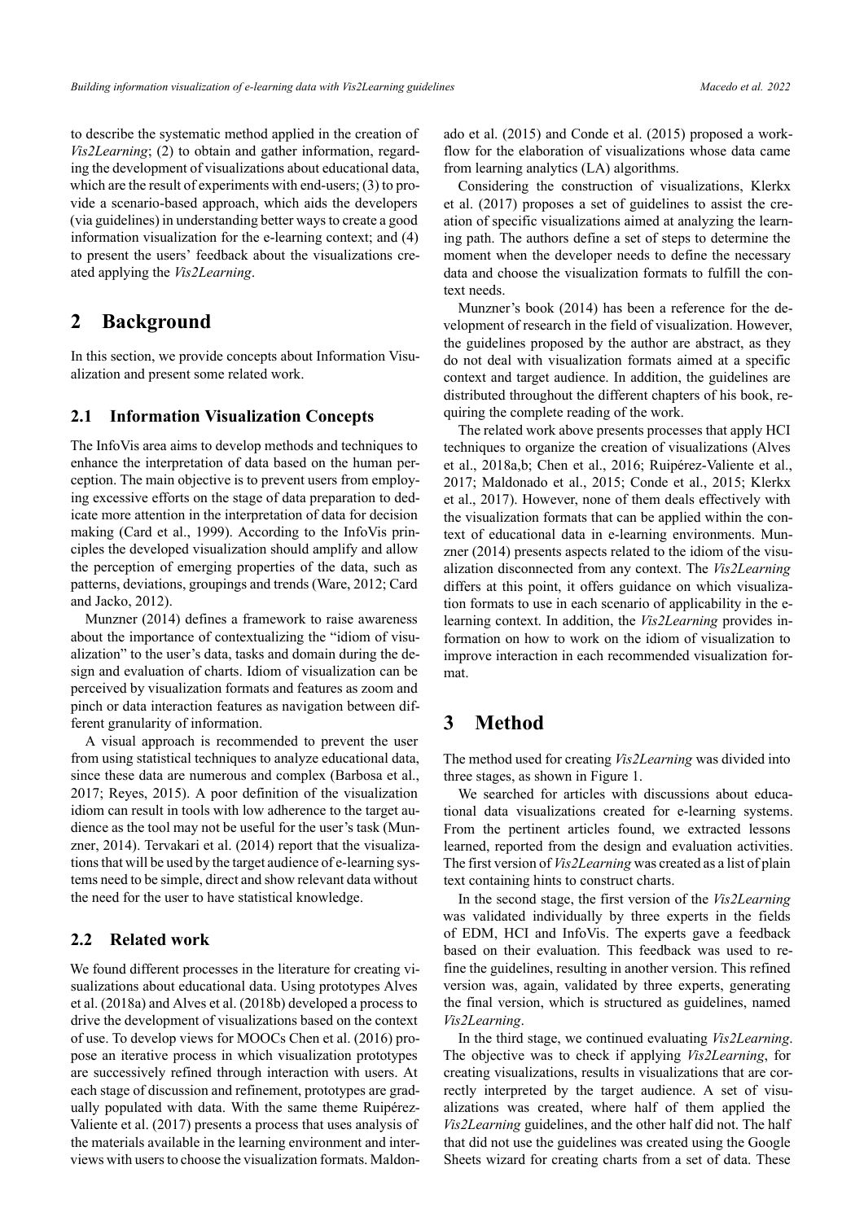to describe the systematic method applied in the creation of *Vis2Learning*; (2) to obtain and gather information, regarding the development of visualizations about educational data, which are the result of experiments with end-users; (3) to provide a scenario-based approach, which aids the developers (via guidelines) in understanding better ways to create a good information visualization for the e-learning context; and (4) to present the users' feedback about the visualizations created applying the *Vis2Learning*.

# 2 Background

In this section, we provide concepts about Information Visualization and present some related work.

## 2.1 Information Visualization Concepts

The InfoVis area aims to develop methods and techniques to enhance the interpretation of data based on the human perception. The main objective is to prevent users from employing excessive efforts on the stage of data preparation to dedicate more attention in the interpretation of data for decision making (Card et al., 1999). According to the InfoVis principles the developed visualization should amplify and allow the perception of emerging properties of the data, such as patterns, deviations, groupings and trends (Ware, 2012; Card and Jacko, 2012).

Munzner (2014) defines a framework to raise awareness about the importance of contextualizing the "idiom of visualization" to the user's data, tasks and domain during the design and evaluation of charts. Idiom of visualization can be perceived by visualization formats and features as zoom and pinch or data interaction features as navigation between different granularity of information.

A visual approach is recommended to prevent the user from using statistical techniques to analyze educational data, since these data are numerous and complex (Barbosa et al., 2017; Reyes, 2015). A poor definition of the visualization idiom can result in tools with low adherence to the target audience as the tool may not be useful for the user's task (Munzner, 2014). Tervakari et al. (2014) report that the visualizations that will be used by the target audience of e-learning systems need to be simple, direct and show relevant data without the need for the user to have statistical knowledge.

## 2.2 Related work

We found different processes in the literature for creating visualizations about educational data. Using prototypes Alves et al. (2018a) and Alves et al. (2018b) developed a process to drive the development of visualizations based on the context of use. To develop views for MOOCs Chen et al. (2016) propose an iterative process in which visualization prototypes are successively refined through interaction with users. At each stage of discussion and refinement, prototypes are gradually populated with data. With the same theme Ruipérez-Valiente et al. (2017) presents a process that uses analysis of the materials available in the learning environment and interviews with users to choose the visualization formats. Maldonado et al. (2015) and Conde et al. (2015) proposed a workflow for the elaboration of visualizations whose data came from learning analytics (LA) algorithms.

Considering the construction of visualizations, Klerkx et al. (2017) proposes a set of guidelines to assist the creation of specific visualizations aimed at analyzing the learning path. The authors define a set of steps to determine the moment when the developer needs to define the necessary data and choose the visualization formats to fulfill the context needs.

Munzner's book (2014) has been a reference for the development of research in the field of visualization. However, the guidelines proposed by the author are abstract, as they do not deal with visualization formats aimed at a specific context and target audience. In addition, the guidelines are distributed throughout the different chapters of his book, requiring the complete reading of the work.

The related work above presents processes that apply HCI techniques to organize the creation of visualizations (Alves et al., 2018a,b; Chen et al., 2016; Ruipérez-Valiente et al., 2017; Maldonado et al., 2015; Conde et al., 2015; Klerkx et al., 2017). However, none of them deals effectively with the visualization formats that can be applied within the context of educational data in e-learning environments. Munzner (2014) presents aspects related to the idiom of the visualization disconnected from any context. The *Vis2Learning* differs at this point, it offers guidance on which visualization formats to use in each scenario of applicability in the e-learning context. In addition, the *Vis2Learning* provides information on how to work on the idiom of visualization to improve interaction in each recommended visualization format.

# 3 Method

The method used for creating *Vis2Learning* was divided into three stages, as shown in Figure 1.

We searched for articles with discussions about educational data visualizations created for e-learning systems. From the pertinent articles found, we extracted lessons learned, reported from the design and evaluation activities. The first version of *Vis2Learning* was created as a list of plain text containing hints to construct charts.

In the second stage, the first version of the *Vis2Learning* was validated individually by three experts in the fields of EDM, HCI and InfoVis. The experts gave a feedback based on their evaluation. This feedback was used to refine the guidelines, resulting in another version. This refined version was, again, validated by three experts, generating the final version, which is structured as guidelines, named *Vis2Learning*.

In the third stage, we continued evaluating *Vis2Learning*. The objective was to check if applying *Vis2Learning*, for creating visualizations, results in visualizations that are correctly interpreted by the target audience. A set of visualizations was created, where half of them applied the *Vis2Learning* guidelines, and the other half did not. The half that did not use the guidelines was created using the Google Sheets wizard for creating charts from a set of data. These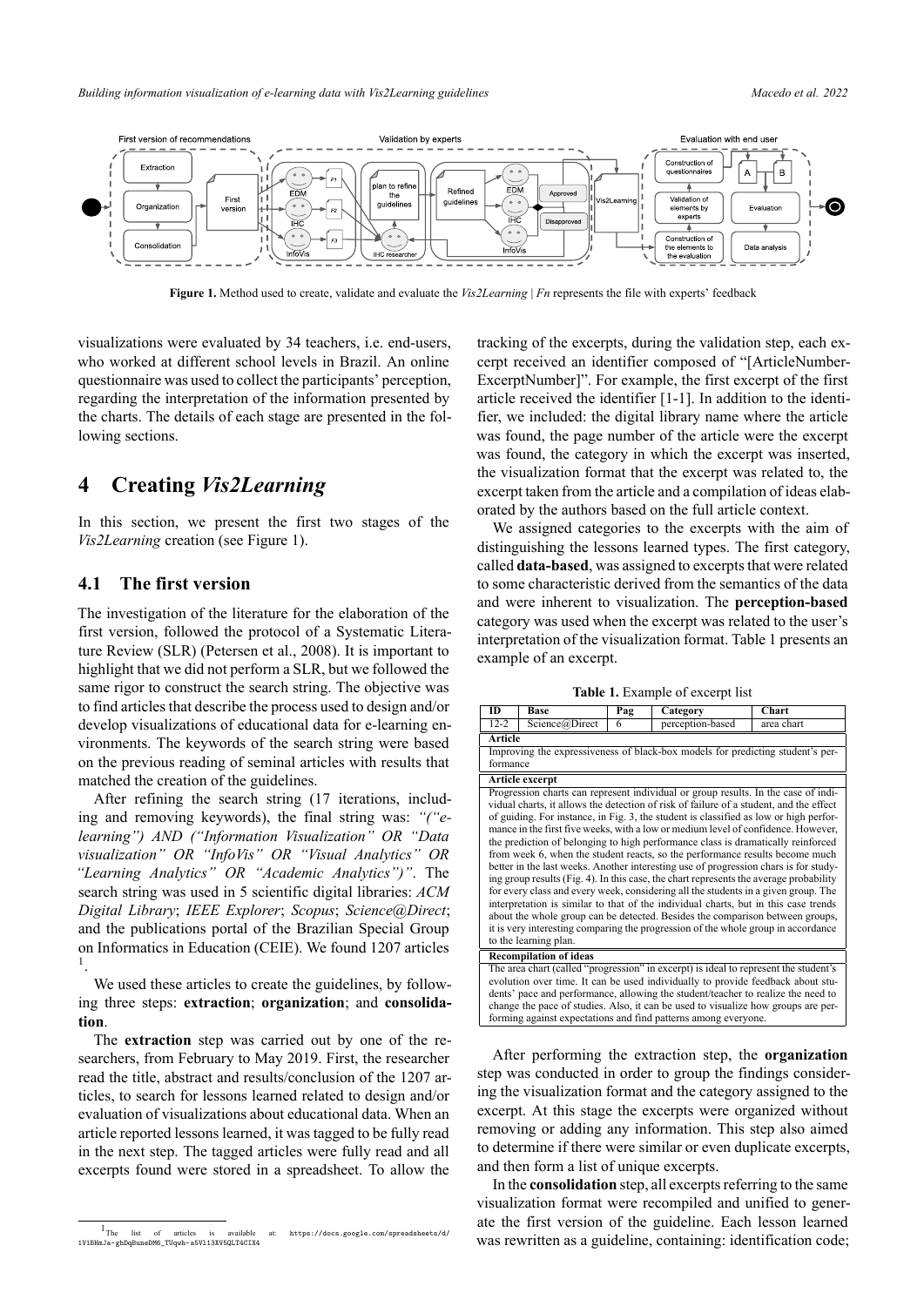Figure 1. Method used to create, validate and evaluate the *Vis2Learning* | *Fn* represents the file with experts' feedback

visualizations were evaluated by 34 teachers, i.e. end-users, who worked at different school levels in Brazil. An online questionnaire was used to collect the participants' perception, regarding the interpretation of the information presented by the charts. The details of each stage are presented in the following sections.

# 4 Creating *Vis2Learning*

In this section, we present the first two stages of the *Vis2Learning* creation (see Figure 1).

## 4.1 The first version

The investigation of the literature for the elaboration of the first version, followed the protocol of a Systematic Literature Review (SLR) (Petersen et al., 2008). It is important to highlight that we did not perform a SLR, but we followed the same rigor to construct the search string. The objective was to find articles that describe the process used to design and/or develop visualizations of educational data for e-learning environments. The keywords of the search string were based on the previous reading of seminal articles with results that matched the creation of the guidelines.

After refining the search string (17 iterations, including and removing keywords), the final string was: *"("e-learning") AND ("Information Visualization" OR "Data visualization" OR "InfoVis" OR "Visual Analytics" OR "Learning Analytics" OR "Academic Analytics")"*. The search string was used in 5 scientific digital libraries: *ACM Digital Library*; *IEEE Explorer*; *Scopus*; *Science@Direct*; and the publications portal of the Brazilian Special Group on Informatics in Education (CEIE). We found 1207 articles [1].

We used these articles to create the guidelines, by following three steps: **extraction**; **organization**; and **consolidation**.

The **extraction** step was carried out by one of the researchers, from February to May 2019. First, the researcher read the title, abstract and results/conclusion of the 1207 articles, to search for lessons learned related to design and/or evaluation of visualizations about educational data. When an article reported lessons learned, it was tagged to be fully read in the next step. The tagged articles were fully read and all excerpts found were stored in a spreadsheet. To allow the tracking of the excerpts, during the validation step, each excerpt received an identifier composed of "[ArticleNumber-ExcerptNumber]". For example, the first excerpt of the first article received the identifier [1-1]. In addition to the identifier, we included: the digital library name where the article was found, the page number of the article were the excerpt was found, the category in which the excerpt was inserted, the visualization format that the excerpt was related to, the excerpt taken from the article and a compilation of ideas elaborated by the authors based on the full article context.

We assigned categories to the excerpts with the aim of distinguishing the lessons learned types. The first category, called **data-based**, was assigned to excerpts that were related to some characteristic derived from the semantics of the data and were inherent to visualization. The **perception-based** category was used when the excerpt was related to the user's interpretation of the visualization format. Table 1 presents an example of an excerpt.

**Table 1.** Example of excerpt list

| ID | Base | Pag | Category | Chart |
|---|---|---|---|---|
| 12-2 | Science@Direct | 6 | perception-based | area chart |
| **Article** | | | | |
| Improving the expressiveness of black-box models for predicting student's performance | | | | |
| **Article excerpt** | | | | |
| Progression charts can represent individual or group results. In the case of individual charts, it allows the detection of risk of failure of a student, and the effect of guiding. For instance, in Fig. 3, the student is classified as low or high performance in the first five weeks, with a low or medium level of confidence. However, the prediction of belonging to high performance class is dramatically reinforced from week 6, when the student reacts, so the performance results become much better in the last weeks. Another interesting use of progression chars is for studying group results (Fig. 4). In this case, the chart represents the average probability for every class and every week, considering all the students in a given group. The interpretation is similar to that of the individual charts, but in this case trends about the whole group can be detected. Besides the comparison between groups, it is very interesting comparing the progression of the whole group in accordance to the learning plan. | | | | |
| **Recompilation of ideas** | | | | |
| The area chart (called "progression" in excerpt) is ideal to represent the student's evolution over time. It can be used individually to provide feedback about students' pace and performance, allowing the student/teacher to realize the need to change the pace of studies. Also, it can be used to visualize how groups are performing against expectations and find patterns among everyone. | | | | |

After performing the extraction step, the **organization** step was conducted in order to group the findings considering the visualization format and the category assigned to the excerpt. At this stage the excerpts were organized without removing or adding any information. This step also aimed to determine if there were similar or even duplicate excerpts, and then form a list of unique excerpts.

In the **consolidation** step, all excerpts referring to the same visualization format were recompiled and unified to generate the first version of the guideline. Each lesson learned was rewritten as a guideline, containing: identification code;

[1] The list of articles is available at: https://docs.google.com/spreadsheets/d/1V1BHmJa-ghDqBuneDM6_TUqwh-a5V113XV5QLT4CIX4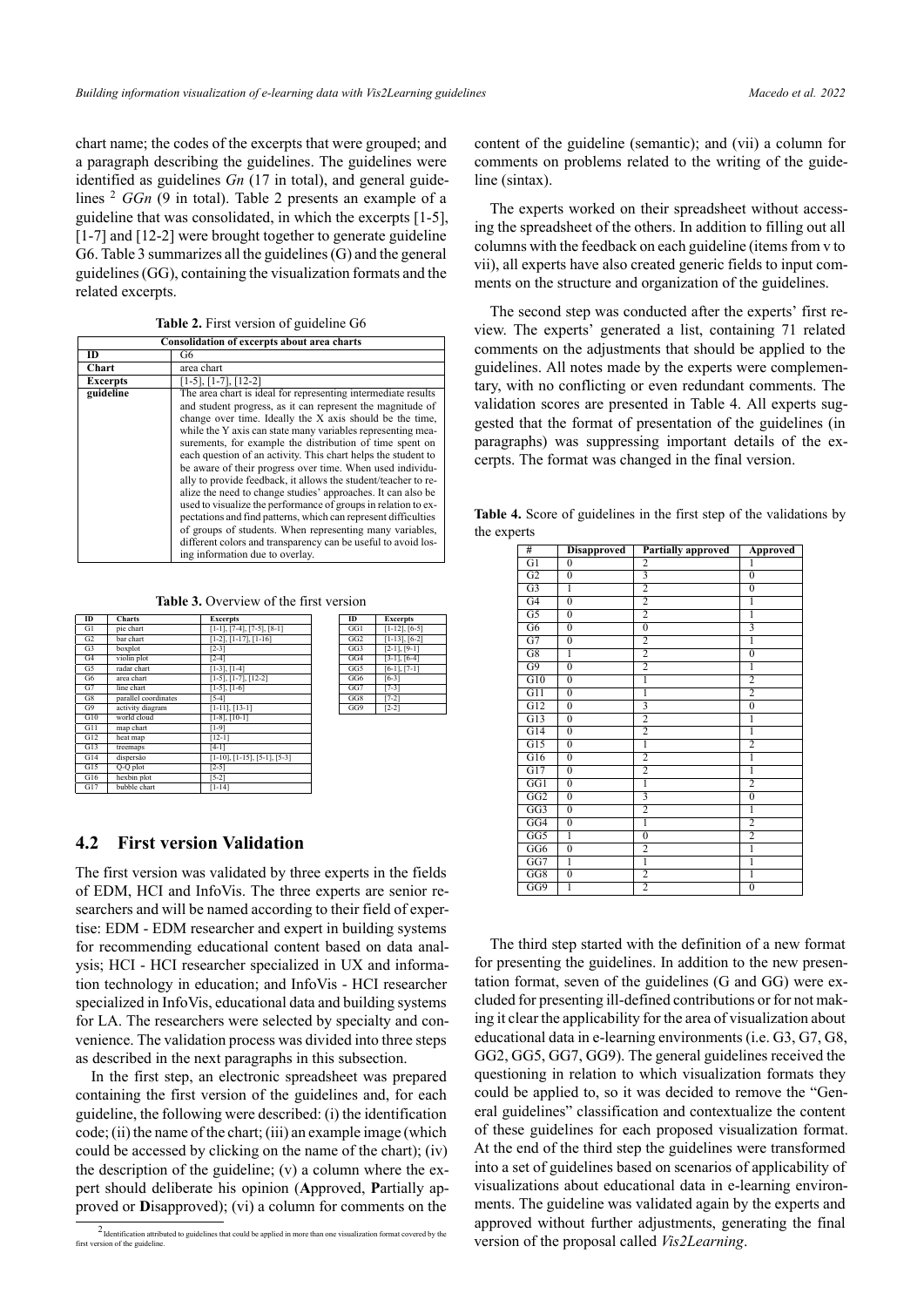chart name; the codes of the excerpts that were grouped; and a paragraph describing the guidelines. The guidelines were identified as guidelines *Gn* (17 in total), and general guidelines [2] *GGn* (9 in total). Table 2 presents an example of a guideline that was consolidated, in which the excerpts [1-5], [1-7] and [12-2] were brought together to generate guideline G6. Table 3 summarizes all the guidelines (G) and the general guidelines (GG), containing the visualization formats and the related excerpts.

**Table 2.** First version of guideline G6

| Consolidation of excerpts about area charts | |
|---|---|
| **ID** | G6 |
| **Chart** | area chart |
| **Excerpts** | [1-5], [1-7], [12-2] |
| **guideline** | The area chart is ideal for representing intermediate results and student progress, as it can represent the magnitude of change over time. Ideally the X axis should be the time, while the Y axis can state many variables representing measurements, for example the distribution of time spent on each question of an activity. This chart helps the student to be aware of their progress over time. When used individually to provide feedback, it allows the student/teacher to realize the need to change studies' approaches. It can also be used to visualize the performance of groups in relation to expectations and find patterns, which can represent difficulties of groups of students. When representing many variables, different colors and transparency can be useful to avoid losing information due to overlay. |

**Table 3.** Overview of the first version

| ID | Charts | Excerpts |
|---|---|---|
| G1 | pie chart | [1-1], [7-4], [7-5], [8-1] |
| G2 | bar chart | [1-2], [1-17], [1-16] |
| G3 | boxplot | [2-3] |
| G4 | violin plot | [2-4] |
| G5 | radar chart | [1-3], [1-4] |
| G6 | area chart | [1-5], [1-7], [12-2] |
| G7 | line chart | [1-5], [1-6] |
| G8 | parallel coordinates | [5-4] |
| G9 | activity diagram | [1-11], [13-1] |
| G10 | world cloud | [1-8], [10-1] |
| G11 | map chart | [1-9] |
| G12 | heat map | [12-1] |
| G13 | treemaps | [4-1] |
| G14 | dispersão | [1-10], [1-15], [5-1], [5-3] |
| G15 | Q-Q plot | [2-5] |
| G16 | hexbin plot | [5-2] |
| G17 | bubble chart | [1-14] |

| ID | Excerpts |
|---|---|
| GG1 | [1-12], [6-5] |
| GG2 | [1-13], [6-2] |
| GG3 | [2-1], [9-1] |
| GG4 | [3-1], [6-4] |
| GG5 | [6-1], [7-1] |
| GG6 | [6-3] |
| GG7 | [7-3] |
| GG8 | [7-2] |
| GG9 | [2-2] |

## 4.2 First version Validation

The first version was validated by three experts in the fields of EDM, HCI and InfoVis. The three experts are senior researchers and will be named according to their field of expertise: EDM - EDM researcher and expert in building systems for recommending educational content based on data analysis; HCI - HCI researcher specialized in UX and information technology in education; and InfoVis - HCI researcher specialized in InfoVis, educational data and building systems for LA. The researchers were selected by specialty and convenience. The validation process was divided into three steps as described in the next paragraphs in this subsection.

In the first step, an electronic spreadsheet was prepared containing the first version of the guidelines and, for each guideline, the following were described: (i) the identification code; (ii) the name of the chart; (iii) an example image (which could be accessed by clicking on the name of the chart); (iv) the description of the guideline; (v) a column where the expert should deliberate his opinion (**A**pproved, **P**artially approved or **D**isapproved); (vi) a column for comments on the content of the guideline (semantic); and (vii) a column for comments on problems related to the writing of the guideline (sintax).

The experts worked on their spreadsheet without accessing the spreadsheet of the others. In addition to filling out all columns with the feedback on each guideline (items from v to vii), all experts have also created generic fields to input comments on the structure and organization of the guidelines.

The second step was conducted after the experts' first review. The experts' generated a list, containing 71 related comments on the adjustments that should be applied to the guidelines. All notes made by the experts were complementary, with no conflicting or even redundant comments. The validation scores are presented in Table 4. All experts suggested that the format of presentation of the guidelines (in paragraphs) was suppressing important details of the excerpts. The format was changed in the final version.

**Table 4.** Score of guidelines in the first step of the validations by the experts

| # | Disapproved | Partially approved | Approved |
|---|---|---|---|
| G1 | 0 | 2 | 1 |
| G2 | 0 | 3 | 0 |
| G3 | 1 | 2 | 0 |
| G4 | 0 | 2 | 1 |
| G5 | 0 | 2 | 1 |
| G6 | 0 | 0 | 3 |
| G7 | 0 | 2 | 1 |
| G8 | 1 | 2 | 0 |
| G9 | 0 | 2 | 1 |
| G10 | 0 | 1 | 2 |
| G11 | 0 | 1 | 2 |
| G12 | 0 | 3 | 0 |
| G13 | 0 | 2 | 1 |
| G14 | 0 | 2 | 1 |
| G15 | 0 | 1 | 2 |
| G16 | 0 | 2 | 1 |
| G17 | 0 | 2 | 1 |
| GG1 | 0 | 1 | 2 |
| GG2 | 0 | 3 | 0 |
| GG3 | 0 | 2 | 1 |
| GG4 | 0 | 1 | 2 |
| GG5 | 1 | 0 | 2 |
| GG6 | 0 | 2 | 1 |
| GG7 | 1 | 1 | 1 |
| GG8 | 0 | 2 | 1 |
| GG9 | 1 | 2 | 0 |

The third step started with the definition of a new format for presenting the guidelines. In addition to the new presentation format, seven of the guidelines (G and GG) were excluded for presenting ill-defined contributions or for not making it clear the applicability for the area of visualization about educational data in e-learning environments (i.e. G3, G7, G8, GG2, GG5, GG7, GG9). The general guidelines received the questioning in relation to which visualization formats they could be applied to, so it was decided to remove the "General guidelines" classification and contextualize the content of these guidelines for each proposed visualization format. At the end of the third step the guidelines were transformed into a set of guidelines based on scenarios of applicability of visualizations about educational data in e-learning environments. The guideline was validated again by the experts and approved without further adjustments, generating the final version of the proposal called *Vis2Learning*.

[2] Identification attributed to guidelines that could be applied in more than one visualization format covered by the first version of the guideline.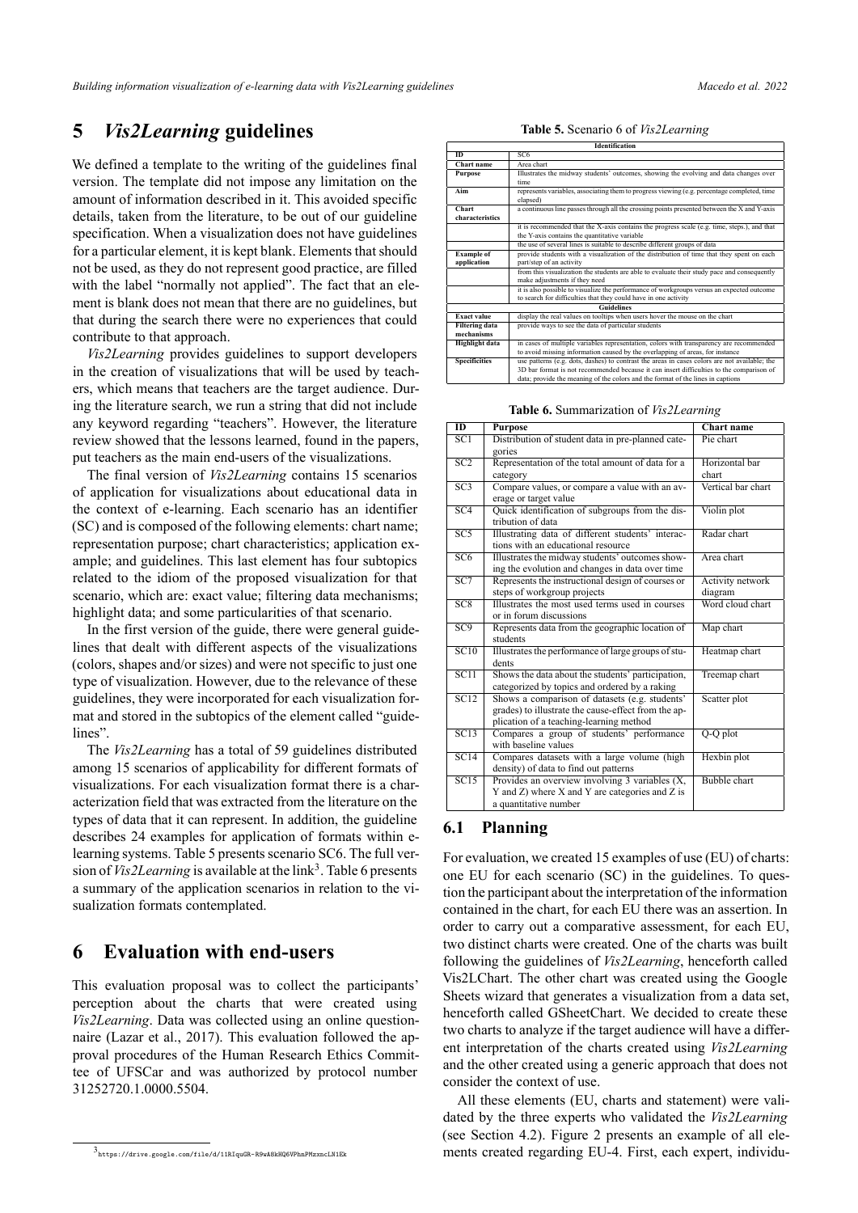## 5 *Vis2Learning* guidelines

We defined a template to the writing of the guidelines final version. The template did not impose any limitation on the amount of information described in it. This avoided specific details, taken from the literature, to be out of our guideline specification. When a visualization does not have guidelines for a particular element, it is kept blank. Elements that should not be used, as they do not represent good practice, are filled with the label "normally not applied". The fact that an element is blank does not mean that there are no guidelines, but that during the search there were no experiences that could contribute to that approach.

*Vis2Learning* provides guidelines to support developers in the creation of visualizations that will be used by teachers, which means that teachers are the target audience. During the literature search, we run a string that did not include any keyword regarding "teachers". However, the literature review showed that the lessons learned, found in the papers, put teachers as the main end-users of the visualizations.

The final version of *Vis2Learning* contains 15 scenarios of application for visualizations about educational data in the context of e-learning. Each scenario has an identifier (SC) and is composed of the following elements: chart name; representation purpose; chart characteristics; application example; and guidelines. This last element has four subtopics related to the idiom of the proposed visualization for that scenario, which are: exact value; filtering data mechanisms; highlight data; and some particularities of that scenario.

In the first version of the guide, there were general guidelines that dealt with different aspects of the visualizations (colors, shapes and/or sizes) and were not specific to just one type of visualization. However, due to the relevance of these guidelines, they were incorporated for each visualization format and stored in the subtopics of the element called "guidelines".

The *Vis2Learning* has a total of 59 guidelines distributed among 15 scenarios of applicability for different formats of visualizations. For each visualization format there is a characterization field that was extracted from the literature on the types of data that it can represent. In addition, the guideline describes 24 examples for application of formats within e-learning systems. Table 5 presents scenario SC6. The full version of *Vis2Learning* is available at the link[3]. Table 6 presents a summary of the application scenarios in relation to the visualization formats contemplated.

**Table 5.** Scenario 6 of *Vis2Learning*

| Identification | |
|---|---|
| **ID** | SC6 |
| **Chart name** | Area chart |
| **Purpose** | Illustrates the midway students' outcomes, showing the evolving and data changes over time |
| **Aim** | represents variables, associating them to progress viewing (e.g. percentage completed, time elapsed) |
| **Chart characteristics** | a continuous line passes through all the crossing points presented between the X and Y-axis |
| | it is recommended that the X-axis contains the progress scale (e.g. time, steps.), and that the Y-axis contains the quantitative variable |
| | the use of several lines is suitable to describe different groups of data |
| **Example of application** | provide students with a visualization of the distribution of time that they spent on each part/step of an activity |
| | from this visualization the students are able to evaluate their study pace and consequently make adjustments if they need |
| | it is also possible to visualize the performance of workgroups versus an expected outcome to search for difficulties that they could have in one activity |
| **Guidelines** | |
| **Exact value** | display the real values on tooltips when users hover the mouse on the chart |
| **Filtering data mechanisms** | provide ways to see the data of particular students |
| **Highlight data** | in cases of multiple variables representation, colors with transparency are recommended to avoid missing information caused by the overlapping of areas, for instance |
| **Specificities** | use patterns (e.g. dots, dashes) to contrast the areas in cases colors are not available; the 3D bar format is not recommended because it can insert difficulties to the comparison of data; provide the meaning of the colors and the format of the lines in captions |

**Table 6.** Summarization of *Vis2Learning*

| ID | Purpose | Chart name |
|---|---|---|
| SC1 | Distribution of student data in pre-planned categories | Pie chart |
| SC2 | Representation of the total amount of data for a category | Horizontal bar chart |
| SC3 | Compare values, or compare a value with an average or target value | Vertical bar chart |
| SC4 | Quick identification of subgroups from the distribution of data | Violin plot |
| SC5 | Illustrating data of different students' interactions with an educational resource | Radar chart |
| SC6 | Illustrates the midway students' outcomes showing the evolution and changes in data over time | Area chart |
| SC7 | Represents the instructional design of courses or steps of workgroup projects | Activity network diagram |
| SC8 | Illustrates the most used terms used in courses or in forum discussions | Word cloud chart |
| SC9 | Represents data from the geographic location of students | Map chart |
| SC10 | Illustrates the performance of large groups of students | Heatmap chart |
| SC11 | Shows the data about the students' participation, categorized by topics and ordered by a raking | Treemap chart |
| SC12 | Shows a comparison of datasets (e.g. students' grades) to illustrate the cause-effect from the application of a teaching-learning method | Scatter plot |
| SC13 | Compares a group of students' performance with baseline values | Q-Q plot |
| SC14 | Compares datasets with a large volume (high density) of data to find out patterns | Hexbin plot |
| SC15 | Provides an overview involving 3 variables (X, Y and Z) where X and Y are categories and Z is a quantitative number | Bubble chart |

## 6 Evaluation with end-users

This evaluation proposal was to collect the participants' perception about the charts that were created using *Vis2Learning*. Data was collected using an online questionnaire (Lazar et al., 2017). This evaluation followed the approval procedures of the Human Research Ethics Committee of UFSCar and was authorized by protocol number 31252720.1.0000.5504.

### 6.1 Planning

For evaluation, we created 15 examples of use (EU) of charts: one EU for each scenario (SC) in the guidelines. To question the participant about the interpretation of the information contained in the chart, for each EU there was an assertion. In order to carry out a comparative assessment, for each EU, two distinct charts were created. One of the charts was built following the guidelines of *Vis2Learning*, henceforth called Vis2LChart. The other chart was created using the Google Sheets wizard that generates a visualization from a data set, henceforth called GSheetChart. We decided to create these two charts to analyze if the target audience will have a different interpretation of the charts created using *Vis2Learning* and the other created using a generic approach that does not consider the context of use.

All these elements (EU, charts and statement) were validated by the three experts who validated the *Vis2Learning* (see Section 4.2). Figure 2 presents an example of all elements created regarding EU-4. First, each expert, individu-

[3] https://drive.google.com/file/d/11RIquGR-R9wA8kHQ6VPhnPMzxncLN1Ek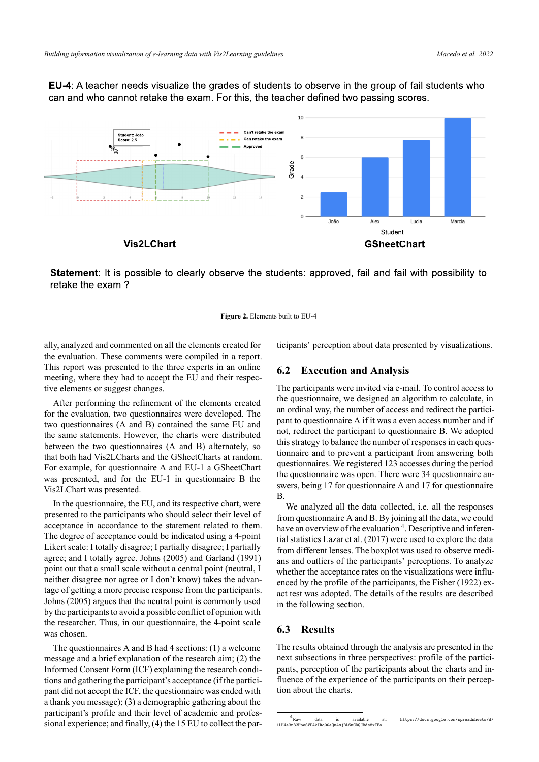**EU-4**: A teacher needs visualize the grades of students to observe in the group of fail students who can and who cannot retake the exam. For this, the teacher defined two passing scores.

Vis2LChart

GSheetChart

**Statement**: It is possible to clearly observe the students: approved, fail and fail with possibility to retake the exam ?

**Figure 2.** Elements built to EU-4

ally, analyzed and commented on all the elements created for the evaluation. These comments were compiled in a report. This report was presented to the three experts in an online meeting, where they had to accept the EU and their respective elements or suggest changes.

After performing the refinement of the elements created for the evaluation, two questionnaires were developed. The two questionnaires (A and B) contained the same EU and the same statements. However, the charts were distributed between the two questionnaires (A and B) alternately, so that both had Vis2LCharts and the GSheetCharts at random. For example, for questionnaire A and EU-1 a GSheetChart was presented, and for the EU-1 in questionnaire B the Vis2LChart was presented.

In the questionnaire, the EU, and its respective chart, were presented to the participants who should select their level of acceptance in accordance to the statement related to them. The degree of acceptance could be indicated using a 4-point Likert scale: I totally disagree; I partially disagree; I partially agree; and I totally agree. Johns (2005) and Garland (1991) point out that a small scale without a central point (neutral, I neither disagree nor agree or I don't know) takes the advantage of getting a more precise response from the participants. Johns (2005) argues that the neutral point is commonly used by the participants to avoid a possible conflict of opinion with the researcher. Thus, in our questionnaire, the 4-point scale was chosen.

The questionnaires A and B had 4 sections: (1) a welcome message and a brief explanation of the research aim; (2) the Informed Consent Form (ICF) explaining the research conditions and gathering the participant's acceptance (if the participant did not accept the ICF, the questionnaire was ended with a thank you message); (3) a demographic gathering about the participant's profile and their level of academic and professional experience; and finally, (4) the 15 EU to collect the participants' perception about data presented by visualizations.

## 6.2 Execution and Analysis

The participants were invited via e-mail. To control access to the questionnaire, we designed an algorithm to calculate, in an ordinal way, the number of access and redirect the participant to questionnaire A if it was a even access number and if not, redirect the participant to questionnaire B. We adopted this strategy to balance the number of responses in each questionnaire and to prevent a participant from answering both questionnaires. We registered 123 accesses during the period the questionnaire was open. There were 34 questionnaire answers, being 17 for questionnaire A and 17 for questionnaire B.

We analyzed all the data collected, i.e. all the responses from questionnaire A and B. By joining all the data, we could have an overview of the evaluation [4]. Descriptive and inferential statistics Lazar et al. (2017) were used to explore the data from different lenses. The boxplot was used to observe medians and outliers of the participants' perceptions. To analyze whether the acceptance rates on the visualizations were influenced by the profile of the participants, the Fisher (1922) exact test was adopted. The details of the results are described in the following section.

## 6.3 Results

The results obtained through the analysis are presented in the next subsections in three perspectives: profile of the participants, perception of the participants about the charts and influence of the experience of the participants on their perception about the charts.

[4] Raw data is available at: https://docs.google.com/spreadsheets/d/1LH4e3n33HpeSVP4kIRq0GeQu4sjBLSuCDQJBds8xTFo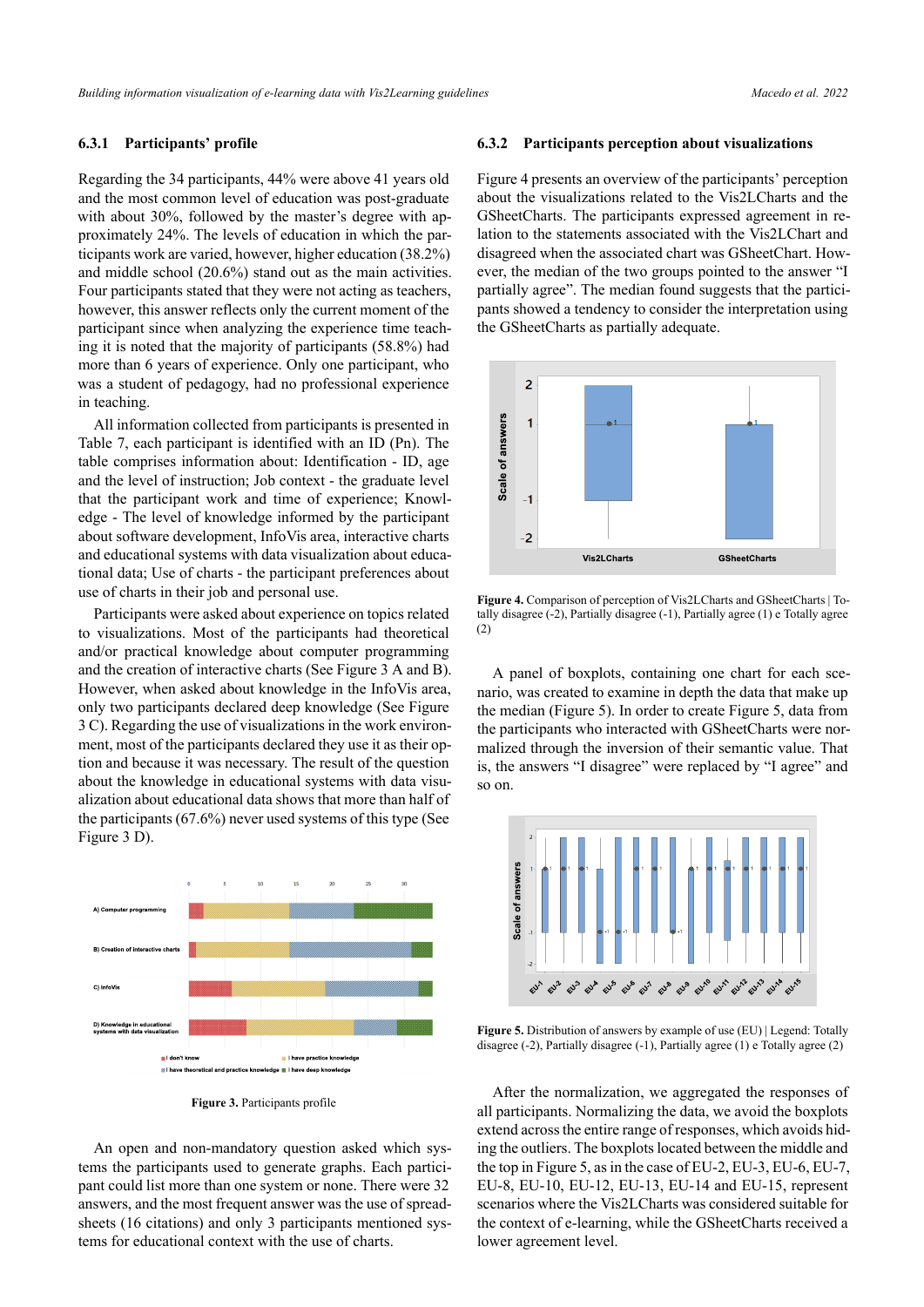### 6.3.1 Participants' profile

Regarding the 34 participants, 44% were above 41 years old and the most common level of education was post-graduate with about 30%, followed by the master's degree with approximately 24%. The levels of education in which the participants work are varied, however, higher education (38.2%) and middle school (20.6%) stand out as the main activities. Four participants stated that they were not acting as teachers, however, this answer reflects only the current moment of the participant since when analyzing the experience time teaching it is noted that the majority of participants (58.8%) had more than 6 years of experience. Only one participant, who was a student of pedagogy, had no professional experience in teaching.

All information collected from participants is presented in Table 7, each participant is identified with an ID (Pn). The table comprises information about: Identification - ID, age and the level of instruction; Job context - the graduate level that the participant work and time of experience; Knowledge - The level of knowledge informed by the participant about software development, InfoVis area, interactive charts and educational systems with data visualization about educational data; Use of charts - the participant preferences about use of charts in their job and personal use.

Participants were asked about experience on topics related to visualizations. Most of the participants had theoretical and/or practical knowledge about computer programming and the creation of interactive charts (See Figure 3 A and B). However, when asked about knowledge in the InfoVis area, only two participants declared deep knowledge (See Figure 3 C). Regarding the use of visualizations in the work environment, most of the participants declared they use it as their option and because it was necessary. The result of the question about the knowledge in educational systems with data visualization about educational data shows that more than half of the participants (67.6%) never used systems of this type (See Figure 3 D).

**Figure 3.** Participants profile

An open and non-mandatory question asked which systems the participants used to generate graphs. Each participant could list more than one system or none. There were 32 answers, and the most frequent answer was the use of spreadsheets (16 citations) and only 3 participants mentioned systems for educational context with the use of charts.

### 6.3.2 Participants perception about visualizations

Figure 4 presents an overview of the participants' perception about the visualizations related to the Vis2LCharts and the GSheetCharts. The participants expressed agreement in relation to the statements associated with the Vis2LChart and disagreed when the associated chart was GSheetChart. However, the median of the two groups pointed to the answer "I partially agree". The median found suggests that the participants showed a tendency to consider the interpretation using the GSheetCharts as partially adequate.

**Figure 4.** Comparison of perception of Vis2LCharts and GSheetCharts | Totally disagree (-2), Partially disagree (-1), Partially agree (1) e Totally agree (2)

A panel of boxplots, containing one chart for each scenario, was created to examine in depth the data that make up the median (Figure 5). In order to create Figure 5, data from the participants who interacted with GSheetCharts were normalized through the inversion of their semantic value. That is, the answers "I disagree" were replaced by "I agree" and so on.

**Figure 5.** Distribution of answers by example of use (EU) | Legend: Totally disagree (-2), Partially disagree (-1), Partially agree (1) e Totally agree (2)

After the normalization, we aggregated the responses of all participants. Normalizing the data, we avoid the boxplots extend across the entire range of responses, which avoids hiding the outliers. The boxplots located between the middle and the top in Figure 5, as in the case of EU-2, EU-3, EU-6, EU-7, EU-8, EU-10, EU-12, EU-13, EU-14 and EU-15, represent scenarios where the Vis2LCharts was considered suitable for the context of e-learning, while the GSheetCharts received a lower agreement level.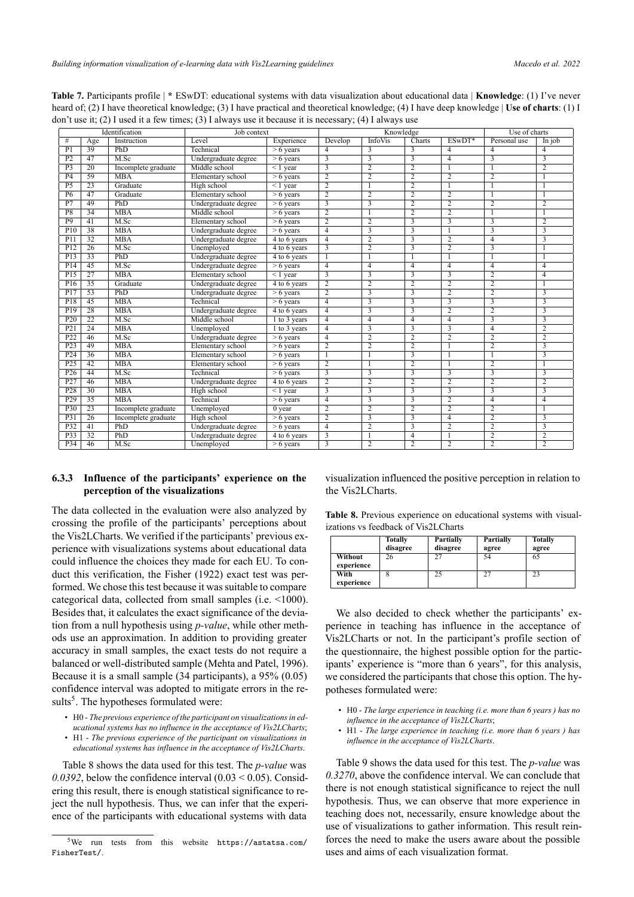**Table 7.** Participants profile | * ESwDT: educational systems with data visualization about educational data | **Knowledge**: (1) I've never heard of; (2) I have theoretical knowledge; (3) I have practical and theoretical knowledge; (4) I have deep knowledge | **Use of charts**: (1) I don't use it; (2) I used it a few times; (3) I always use it because it is necessary; (4) I always use

| Identification | | | Job context | | Knowledge | | | | Use of charts | |
|---|---|---|---|---|---|---|---|---|---|---|
| # | Age | Instruction | Level | Experience | Develop | InfoVis | Charts | ESwDT* | Personal use | In job |
| P1 | 39 | PhD | Technical | > 6 years | 4 | 3 | 3 | 4 | 4 | 4 |
| P2 | 47 | M.Sc | Undergraduate degree | > 6 years | 3 | 3 | 3 | 4 | 3 | 3 |
| P3 | 20 | Incomplete graduate | Middle school | < 1 year | 3 | 2 | 2 | 1 | 1 | 2 |
| P4 | 59 | MBA | Elementary school | > 6 years | 2 | 2 | 2 | 2 | 2 | 1 |
| P5 | 23 | Graduate | High school | < 1 year | 2 | 1 | 2 | 1 | 1 | 1 |
| P6 | 47 | Graduate | Elementary school | > 6 years | 2 | 2 | 2 | 2 | 1 | 1 |
| P7 | 49 | PhD | Undergraduate degree | > 6 years | 3 | 3 | 2 | 2 | 2 | 2 |
| P8 | 34 | MBA | Middle school | > 6 years | 2 | 1 | 2 | 2 | 1 | 1 |
| P9 | 41 | M.Sc | Elementary school | > 6 years | 2 | 2 | 3 | 3 | 3 | 2 |
| P10 | 38 | MBA | Undergraduate degree | > 6 years | 4 | 3 | 3 | 1 | 3 | 3 |
| P11 | 32 | MBA | Undergraduate degree | 4 to 6 years | 4 | 2 | 3 | 2 | 4 | 3 |
| P12 | 26 | M.Sc | Unemployed | 4 to 6 years | 3 | 2 | 3 | 2 | 3 | 1 |
| P13 | 33 | PhD | Undergraduate degree | 4 to 6 years | 1 | 1 | 1 | 1 | 1 | 1 |
| P14 | 45 | M.Sc | Undergraduate degree | > 6 years | 4 | 4 | 4 | 4 | 4 | 4 |
| P15 | 27 | MBA | Elementary school | < 1 year | 3 | 3 | 3 | 3 | 2 | 4 |
| P16 | 35 | Graduate | Undergraduate degree | 4 to 6 years | 2 | 2 | 2 | 2 | 2 | 1 |
| P17 | 53 | PhD | Undergraduate degree | > 6 years | 2 | 3 | 3 | 2 | 2 | 3 |
| P18 | 45 | MBA | Technical | > 6 years | 4 | 3 | 3 | 3 | 3 | 3 |
| P19 | 28 | MBA | Undergraduate degree | 4 to 6 years | 4 | 3 | 3 | 2 | 2 | 3 |
| P20 | 22 | M.Sc | Middle school | 1 to 3 years | 4 | 4 | 4 | 4 | 3 | 3 |
| P21 | 24 | MBA | Unemployed | 1 to 3 years | 4 | 3 | 3 | 3 | 4 | 2 |
| P22 | 46 | M.Sc | Undergraduate degree | > 6 years | 4 | 2 | 2 | 2 | 2 | 2 |
| P23 | 49 | MBA | Elementary school | > 6 years | 2 | 2 | 2 | 1 | 2 | 3 |
| P24 | 36 | MBA | Elementary school | > 6 years | 1 | 1 | 3 | 1 | 1 | 3 |
| P25 | 42 | MBA | Elementary school | > 6 years | 2 | 1 | 2 | 1 | 2 | 1 |
| P26 | 44 | M.Sc | Technical | > 6 years | 3 | 3 | 3 | 3 | 3 | 3 |
| P27 | 46 | MBA | Undergraduate degree | 4 to 6 years | 2 | 2 | 2 | 2 | 2 | 2 |
| P28 | 30 | MBA | High school | < 1 year | 3 | 3 | 3 | 3 | 3 | 3 |
| P29 | 35 | MBA | Technical | > 6 years | 4 | 3 | 3 | 2 | 4 | 4 |
| P30 | 23 | Incomplete graduate | Unemployed | 0 year | 2 | 2 | 2 | 2 | 2 | 1 |
| P31 | 26 | Incomplete graduate | High school | > 6 years | 2 | 3 | 3 | 4 | 2 | 3 |
| P32 | 41 | PhD | Undergraduate degree | > 6 years | 4 | 2 | 3 | 2 | 2 | 3 |
| P33 | 32 | PhD | Undergraduate degree | 4 to 6 years | 3 | 1 | 4 | 1 | 2 | 2 |
| P34 | 46 | M.Sc | Unemployed | > 6 years | 3 | 2 | 2 | 2 | 2 | 2 |

### 6.3.3 Influence of the participants' experience on the perception of the visualizations

The data collected in the evaluation were also analyzed by crossing the profile of the participants' perceptions about the Vis2LCharts. We verified if the participants' previous experience with visualizations systems about educational data could influence the choices they made for each EU. To conduct this verification, the Fisher (1922) exact test was performed. We chose this test because it was suitable to compare categorical data, collected from small samples (i.e. <1000). Besides that, it calculates the exact significance of the deviation from a null hypothesis using *p-value*, while other methods use an approximation. In addition to providing greater accuracy in small samples, the exact tests do not require a balanced or well-distributed sample (Mehta and Patel, 1996). Because it is a small sample (34 participants), a 95% (0.05) confidence interval was adopted to mitigate errors in the results[5]. The hypotheses formulated were:

- H0 - *The previous experience of the participant on visualizations in educational systems has no influence in the acceptance of Vis2LCharts*;
- H1 - *The previous experience of the participant on visualizations in educational systems has influence in the acceptance of Vis2LCharts.*

Table 8 shows the data used for this test. The *p-value* was *0.0392*, below the confidence interval (0.03 < 0.05). Considering this result, there is enough statistical significance to reject the null hypothesis. Thus, we can infer that the experience of the participants with educational systems with data visualization influenced the positive perception in relation to the Vis2LCharts.

**Table 8.** Previous experience on educational systems with visualizations vs feedback of Vis2LCharts

| | Totally disagree | Partially disagree | Partially agree | Totally agree |
|---|---|---|---|---|
| Without experience | 26 | 27 | 54 | 65 |
| With experience | 8 | 25 | 27 | 23 |

We also decided to check whether the participants' experience in teaching has influence in the acceptance of Vis2LCharts or not. In the participant's profile section of the questionnaire, the highest possible option for the participants' experience is "more than 6 years", for this analysis, we considered the participants that chose this option. The hypotheses formulated were:

- H0 - *The large experience in teaching (i.e. more than 6 years ) has no influence in the acceptance of Vis2LCharts*;
- H1 - *The large experience in teaching (i.e. more than 6 years ) has influence in the acceptance of Vis2LCharts*.

Table 9 shows the data used for this test. The *p-value* was *0.3270*, above the confidence interval. We can conclude that there is not enough statistical significance to reject the null hypothesis. Thus, we can observe that more experience in teaching does not, necessarily, ensure knowledge about the use of visualizations to gather information. This result reinforces the need to make the users aware about the possible uses and aims of each visualization format.

[5] We run tests from this website https://astatsa.com/FisherTest/.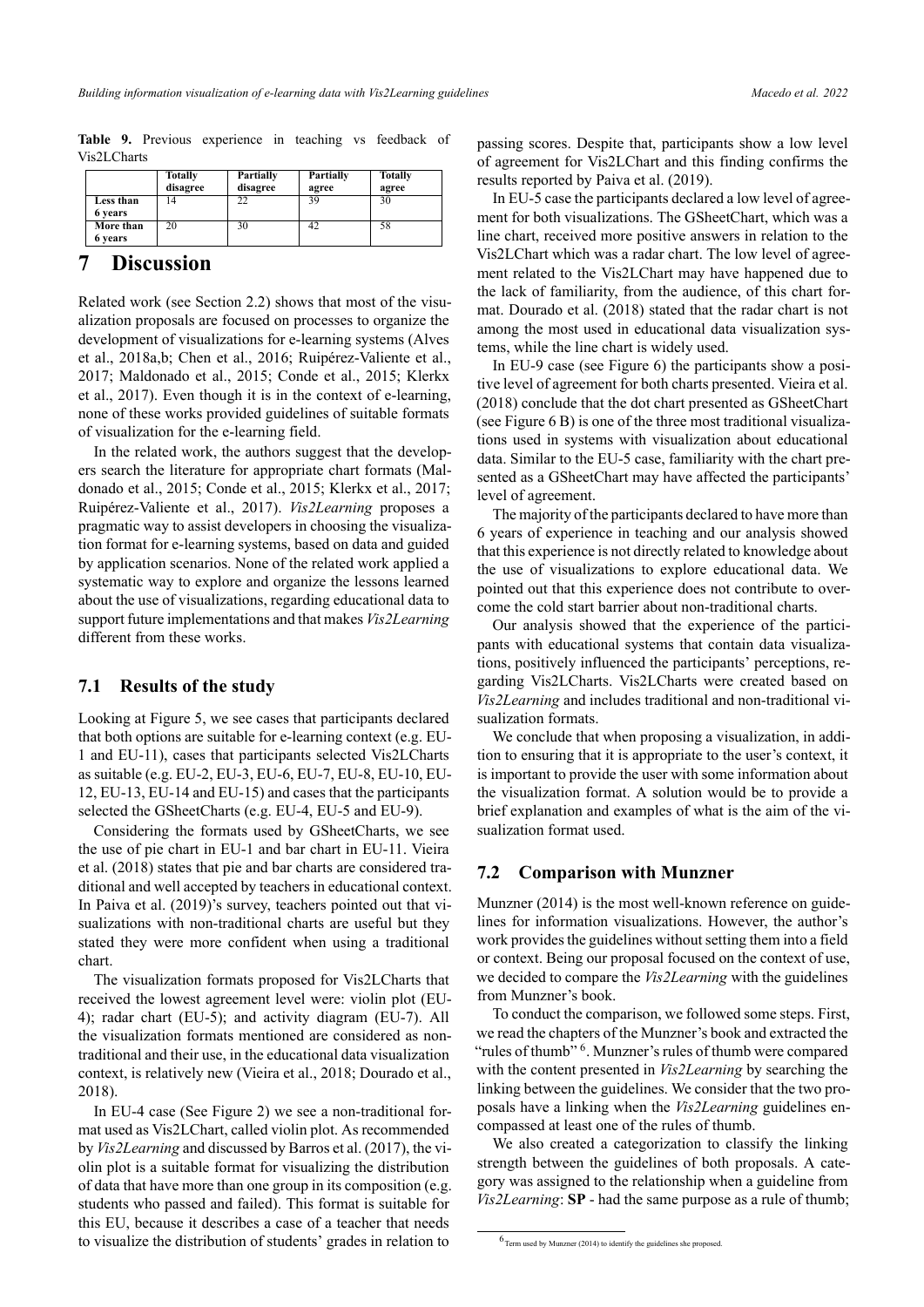**Table 9.** Previous experience in teaching vs feedback of Vis2LCharts

| | Totally disagree | Partially disagree | Partially agree | Totally agree |
|---|---|---|---|---|
| **Less than 6 years** | 14 | 22 | 39 | 30 |
| **More than 6 years** | 20 | 30 | 42 | 58 |

# 7 Discussion

Related work (see Section 2.2) shows that most of the visualization proposals are focused on processes to organize the development of visualizations for e-learning systems (Alves et al., 2018a,b; Chen et al., 2016; Ruipérez-Valiente et al., 2017; Maldonado et al., 2015; Conde et al., 2015; Klerkx et al., 2017). Even though it is in the context of e-learning, none of these works provided guidelines of suitable formats of visualization for the e-learning field.

In the related work, the authors suggest that the developers search the literature for appropriate chart formats (Maldonado et al., 2015; Conde et al., 2015; Klerkx et al., 2017; Ruipérez-Valiente et al., 2017). *Vis2Learning* proposes a pragmatic way to assist developers in choosing the visualization format for e-learning systems, based on data and guided by application scenarios. None of the related work applied a systematic way to explore and organize the lessons learned about the use of visualizations, regarding educational data to support future implementations and that makes *Vis2Learning* different from these works.

## 7.1 Results of the study

Looking at Figure 5, we see cases that participants declared that both options are suitable for e-learning context (e.g. EU-1 and EU-11), cases that participants selected Vis2LCharts as suitable (e.g. EU-2, EU-3, EU-6, EU-7, EU-8, EU-10, EU-12, EU-13, EU-14 and EU-15) and cases that the participants selected the GSheetCharts (e.g. EU-4, EU-5 and EU-9).

Considering the formats used by GSheetCharts, we see the use of pie chart in EU-1 and bar chart in EU-11. Vieira et al. (2018) states that pie and bar charts are considered traditional and well accepted by teachers in educational context. In Paiva et al. (2019)'s survey, teachers pointed out that visualizations with non-traditional charts are useful but they stated they were more confident when using a traditional chart.

The visualization formats proposed for Vis2LCharts that received the lowest agreement level were: violin plot (EU-4); radar chart (EU-5); and activity diagram (EU-7). All the visualization formats mentioned are considered as non-traditional and their use, in the educational data visualization context, is relatively new (Vieira et al., 2018; Dourado et al., 2018).

In EU-4 case (See Figure 2) we see a non-traditional format used as Vis2LChart, called violin plot. As recommended by *Vis2Learning* and discussed by Barros et al. (2017), the violin plot is a suitable format for visualizing the distribution of data that have more than one group in its composition (e.g. students who passed and failed). This format is suitable for this EU, because it describes a case of a teacher that needs to visualize the distribution of students' grades in relation to passing scores. Despite that, participants show a low level of agreement for Vis2LChart and this finding confirms the results reported by Paiva et al. (2019).

In EU-5 case the participants declared a low level of agreement for both visualizations. The GSheetChart, which was a line chart, received more positive answers in relation to the Vis2LChart which was a radar chart. The low level of agreement related to the Vis2LChart may have happened due to the lack of familiarity, from the audience, of this chart format. Dourado et al. (2018) stated that the radar chart is not among the most used in educational data visualization systems, while the line chart is widely used.

In EU-9 case (see Figure 6) the participants show a positive level of agreement for both charts presented. Vieira et al. (2018) conclude that the dot chart presented as GSheetChart (see Figure 6 B) is one of the three most traditional visualizations used in systems with visualization about educational data. Similar to the EU-5 case, familiarity with the chart presented as a GSheetChart may have affected the participants' level of agreement.

The majority of the participants declared to have more than 6 years of experience in teaching and our analysis showed that this experience is not directly related to knowledge about the use of visualizations to explore educational data. We pointed out that this experience does not contribute to overcome the cold start barrier about non-traditional charts.

Our analysis showed that the experience of the participants with educational systems that contain data visualizations, positively influenced the participants' perceptions, regarding Vis2LCharts. Vis2LCharts were created based on *Vis2Learning* and includes traditional and non-traditional visualization formats.

We conclude that when proposing a visualization, in addition to ensuring that it is appropriate to the user's context, it is important to provide the user with some information about the visualization format. A solution would be to provide a brief explanation and examples of what is the aim of the visualization format used.

## 7.2 Comparison with Munzner

Munzner (2014) is the most well-known reference on guidelines for information visualizations. However, the author's work provides the guidelines without setting them into a field or context. Being our proposal focused on the context of use, we decided to compare the *Vis2Learning* with the guidelines from Munzner's book.

To conduct the comparison, we followed some steps. First, we read the chapters of the Munzner's book and extracted the "rules of thumb" [6]. Munzner's rules of thumb were compared with the content presented in *Vis2Learning* by searching the linking between the guidelines. We consider that the two proposals have a linking when the *Vis2Learning* guidelines encompassed at least one of the rules of thumb.

We also created a categorization to classify the linking strength between the guidelines of both proposals. A category was assigned to the relationship when a guideline from *Vis2Learning*: **SP** - had the same purpose as a rule of thumb;

[6] Term used by Munzner (2014) to identify the guidelines she proposed.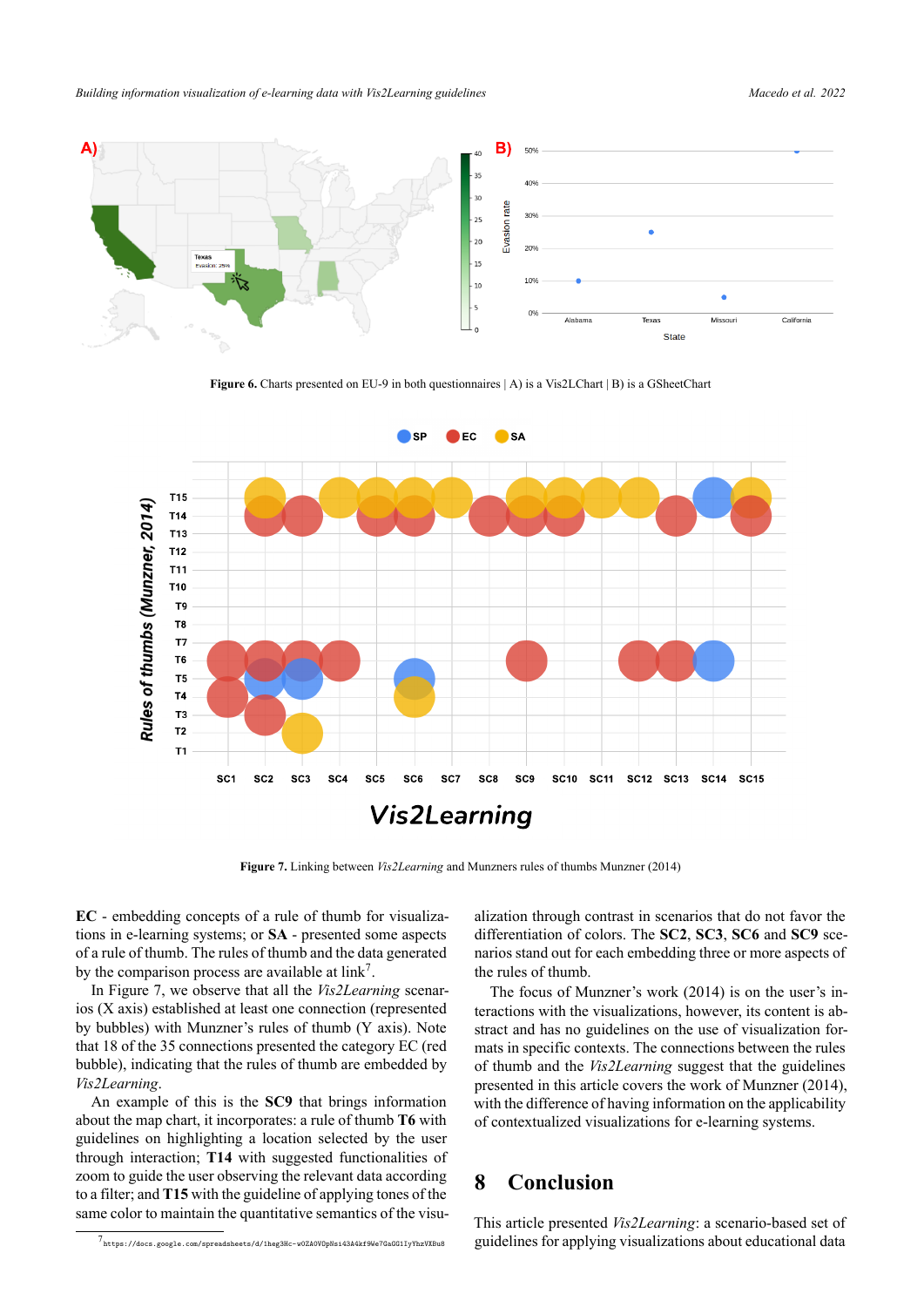Figure 6. Charts presented on EU-9 in both questionnaires | A) is a Vis2LChart | B) is a GSheetChart

Figure 7. Linking between *Vis2Learning* and Munzners rules of thumbs Munzner (2014)

**EC** - embedding concepts of a rule of thumb for visualizations in e-learning systems; or **SA** - presented some aspects of a rule of thumb. The rules of thumb and the data generated by the comparison process are available at link[7].

In Figure 7, we observe that all the *Vis2Learning* scenarios (X axis) established at least one connection (represented by bubbles) with Munzner's rules of thumb (Y axis). Note that 18 of the 35 connections presented the category EC (red bubble), indicating that the rules of thumb are embedded by *Vis2Learning*.

An example of this is the **SC9** that brings information about the map chart, it incorporates: a rule of thumb **T6** with guidelines on highlighting a location selected by the user through interaction; **T14** with suggested functionalities of zoom to guide the user observing the relevant data according to a filter; and **T15** with the guideline of applying tones of the same color to maintain the quantitative semantics of the visualization through contrast in scenarios that do not favor the differentiation of colors. The **SC2**, **SC3**, **SC6** and **SC9** scenarios stand out for each embedding three or more aspects of the rules of thumb.

The focus of Munzner's work (2014) is on the user's interactions with the visualizations, however, its content is abstract and has no guidelines on the use of visualization formats in specific contexts. The connections between the rules of thumb and the *Vis2Learning* suggest that the guidelines presented in this article covers the work of Munzner (2014), with the difference of having information on the applicability of contextualized visualizations for e-learning systems.

# 8 Conclusion

This article presented *Vis2Learning*: a scenario-based set of guidelines for applying visualizations about educational data

[7] https://docs.google.com/spreadsheets/d/1heg3Hc-wOZA0V0pNsi43A4kf9We7GaGG1IyYhzVXBu8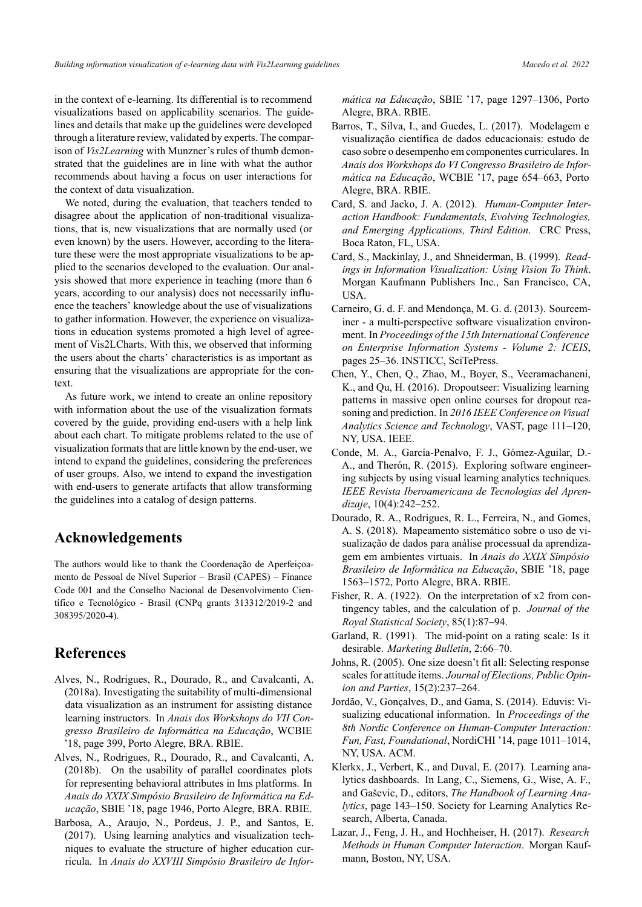in the context of e-learning. Its differential is to recommend visualizations based on applicability scenarios. The guidelines and details that make up the guidelines were developed through a literature review, validated by experts. The comparison of *Vis2Learning* with Munzner's rules of thumb demonstrated that the guidelines are in line with what the author recommends about having a focus on user interactions for the context of data visualization.

We noted, during the evaluation, that teachers tended to disagree about the application of non-traditional visualizations, that is, new visualizations that are normally used (or even known) by the users. However, according to the literature these were the most appropriate visualizations to be applied to the scenarios developed to the evaluation. Our analysis showed that more experience in teaching (more than 6 years, according to our analysis) does not necessarily influence the teachers' knowledge about the use of visualizations to gather information. However, the experience on visualizations in education systems promoted a high level of agreement of Vis2LCharts. With this, we observed that informing the users about the charts' characteristics is as important as ensuring that the visualizations are appropriate for the context.

As future work, we intend to create an online repository with information about the use of the visualization formats covered by the guide, providing end-users with a help link about each chart. To mitigate problems related to the use of visualization formats that are little known by the end-user, we intend to expand the guidelines, considering the preferences of user groups. Also, we intend to expand the investigation with end-users to generate artifacts that allow transforming the guidelines into a catalog of design patterns.

## Acknowledgements

The authors would like to thank the Coordenação de Aperfeiçoamento de Pessoal de Nível Superior – Brasil (CAPES) – Finance Code 001 and the Conselho Nacional de Desenvolvimento Científico e Tecnológico - Brasil (CNPq grants 313312/2019-2 and 308395/2020-4).

## References

Alves, N., Rodrigues, R., Dourado, R., and Cavalcanti, A. (2018a). Investigating the suitability of multi-dimensional data visualization as an instrument for assisting distance learning instructors. In *Anais dos Workshops do VII Congresso Brasileiro de Informática na Educação*, WCBIE '18, page 399, Porto Alegre, BRA. RBIE.

Alves, N., Rodrigues, R., Dourado, R., and Cavalcanti, A. (2018b). On the usability of parallel coordinates plots for representing behavioral attributes in lms platforms. In *Anais do XXIX Simpósio Brasileiro de Informática na Educação*, SBIE '18, page 1946, Porto Alegre, BRA. RBIE.

Barbosa, A., Araujo, N., Pordeus, J. P., and Santos, E. (2017). Using learning analytics and visualization techniques to evaluate the structure of higher education curricula. In *Anais do XXVIII Simpósio Brasileiro de Informática na Educação*, SBIE '17, page 1297–1306, Porto Alegre, BRA. RBIE.

Barros, T., Silva, I., and Guedes, L. (2017). Modelagem e visualização científica de dados educacionais: estudo de caso sobre o desempenho em componentes curriculares. In *Anais dos Workshops do VI Congresso Brasileiro de Informática na Educação*, WCBIE '17, page 654–663, Porto Alegre, BRA. RBIE.

Card, S. and Jacko, J. A. (2012). *Human-Computer Interaction Handbook: Fundamentals, Evolving Technologies, and Emerging Applications, Third Edition*. CRC Press, Boca Raton, FL, USA.

Card, S., Mackinlay, J., and Shneiderman, B. (1999). *Readings in Information Visualization: Using Vision To Think*. Morgan Kaufmann Publishers Inc., San Francisco, CA, USA.

Carneiro, G. d. F. and Mendonça, M. G. d. (2013). Sourceminer - a multi-perspective software visualization environment. In *Proceedings of the 15th International Conference on Enterprise Information Systems - Volume 2: ICEIS*, pages 25–36. INSTICC, SciTePress.

Chen, Y., Chen, Q., Zhao, M., Boyer, S., Veeramachaneni, K., and Qu, H. (2016). Dropoutseer: Visualizing learning patterns in massive open online courses for dropout reasoning and prediction. In *2016 IEEE Conference on Visual Analytics Science and Technology*, VAST, page 111–120, NY, USA. IEEE.

Conde, M. A., García-Penalvo, F. J., Gómez-Aguilar, D.-A., and Therón, R. (2015). Exploring software engineering subjects by using visual learning analytics techniques. *IEEE Revista Iberoamericana de Tecnologias del Aprendizaje*, 10(4):242–252.

Dourado, R. A., Rodrigues, R. L., Ferreira, N., and Gomes, A. S. (2018). Mapeamento sistemático sobre o uso de visualização de dados para análise processual da aprendizagem em ambientes virtuais. In *Anais do XXIX Simpósio Brasileiro de Informática na Educação*, SBIE '18, page 1563–1572, Porto Alegre, BRA. RBIE.

Fisher, R. A. (1922). On the interpretation of x2 from contingency tables, and the calculation of p. *Journal of the Royal Statistical Society*, 85(1):87–94.

Garland, R. (1991). The mid-point on a rating scale: Is it desirable. *Marketing Bulletin*, 2:66–70.

Johns, R. (2005). One size doesn't fit all: Selecting response scales for attitude items. *Journal of Elections, Public Opinion and Parties*, 15(2):237–264.

Jordão, V., Gonçalves, D., and Gama, S. (2014). Eduvis: Visualizing educational information. In *Proceedings of the 8th Nordic Conference on Human-Computer Interaction: Fun, Fast, Foundational*, NordiCHI '14, page 1011–1014, NY, USA. ACM.

Klerkx, J., Verbert, K., and Duval, E. (2017). Learning analytics dashboards. In Lang, C., Siemens, G., Wise, A. F., and Gaševic, D., editors, *The Handbook of Learning Analytics*, page 143–150. Society for Learning Analytics Research, Alberta, Canada.

Lazar, J., Feng, J. H., and Hochheiser, H. (2017). *Research Methods in Human Computer Interaction*. Morgan Kaufmann, Boston, NY, USA.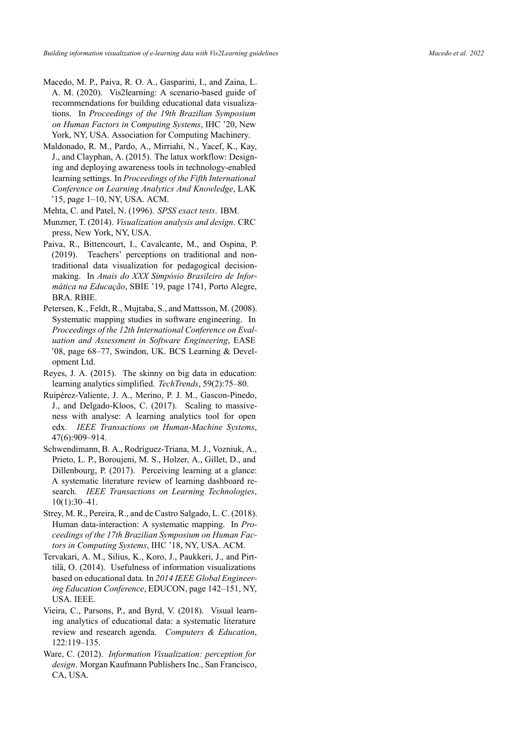Macedo, M. P., Paiva, R. O. A., Gasparini, I., and Zaina, L. A. M. (2020). Vis2learning: A scenario-based guide of recommendations for building educational data visualizations. In *Proceedings of the 19th Brazilian Symposium on Human Factors in Computing Systems*, IHC '20, New York, NY, USA. Association for Computing Machinery.

Maldonado, R. M., Pardo, A., Mirriahi, N., Yacef, K., Kay, J., and Clayphan, A. (2015). The latux workflow: Designing and deploying awareness tools in technology-enabled learning settings. In *Proceedings of the Fifth International Conference on Learning Analytics And Knowledge*, LAK '15, page 1–10, NY, USA. ACM.

Mehta, C. and Patel, N. (1996). *SPSS exact tests*. IBM.

Munzner, T. (2014). *Visualization analysis and design*. CRC press, New York, NY, USA.

Paiva, R., Bittencourt, I., Cavalcante, M., and Ospina, P. (2019). Teachers' perceptions on traditional and non-traditional data visualization for pedagogical decision-making. In *Anais do XXX Simpósio Brasileiro de Informática na Educação*, SBIE '19, page 1741, Porto Alegre, BRA. RBIE.

Petersen, K., Feldt, R., Mujtaba, S., and Mattsson, M. (2008). Systematic mapping studies in software engineering. In *Proceedings of the 12th International Conference on Evaluation and Assessment in Software Engineering*, EASE '08, page 68–77, Swindon, UK. BCS Learning & Development Ltd.

Reyes, J. A. (2015). The skinny on big data in education: learning analytics simplified. *TechTrends*, 59(2):75–80.

Ruipérez-Valiente, J. A., Merino, P. J. M., Gascon-Pinedo, J., and Delgado-Kloos, C. (2017). Scaling to massiveness with analyse: A learning analytics tool for open edx. *IEEE Transactions on Human-Machine Systems*, 47(6):909–914.

Schwendimann, B. A., Rodríguez-Triana, M. J., Vozniuk, A., Prieto, L. P., Boroujeni, M. S., Holzer, A., Gillet, D., and Dillenbourg, P. (2017). Perceiving learning at a glance: A systematic literature review of learning dashboard research. *IEEE Transactions on Learning Technologies*, 10(1):30–41.

Strey, M. R., Pereira, R., and de Castro Salgado, L. C. (2018). Human data-interaction: A systematic mapping. In *Proceedings of the 17th Brazilian Symposium on Human Factors in Computing Systems*, IHC '18, NY, USA. ACM.

Tervakari, A. M., Silius, K., Koro, J., Paukkeri, J., and Pirttilä, O. (2014). Usefulness of information visualizations based on educational data. In *2014 IEEE Global Engineering Education Conference*, EDUCON, page 142–151, NY, USA. IEEE.

Vieira, C., Parsons, P., and Byrd, V. (2018). Visual learning analytics of educational data: a systematic literature review and research agenda. *Computers & Education*, 122:119–135.

Ware, C. (2012). *Information Visualization: perception for design*. Morgan Kaufmann Publishers Inc., San Francisco, CA, USA.